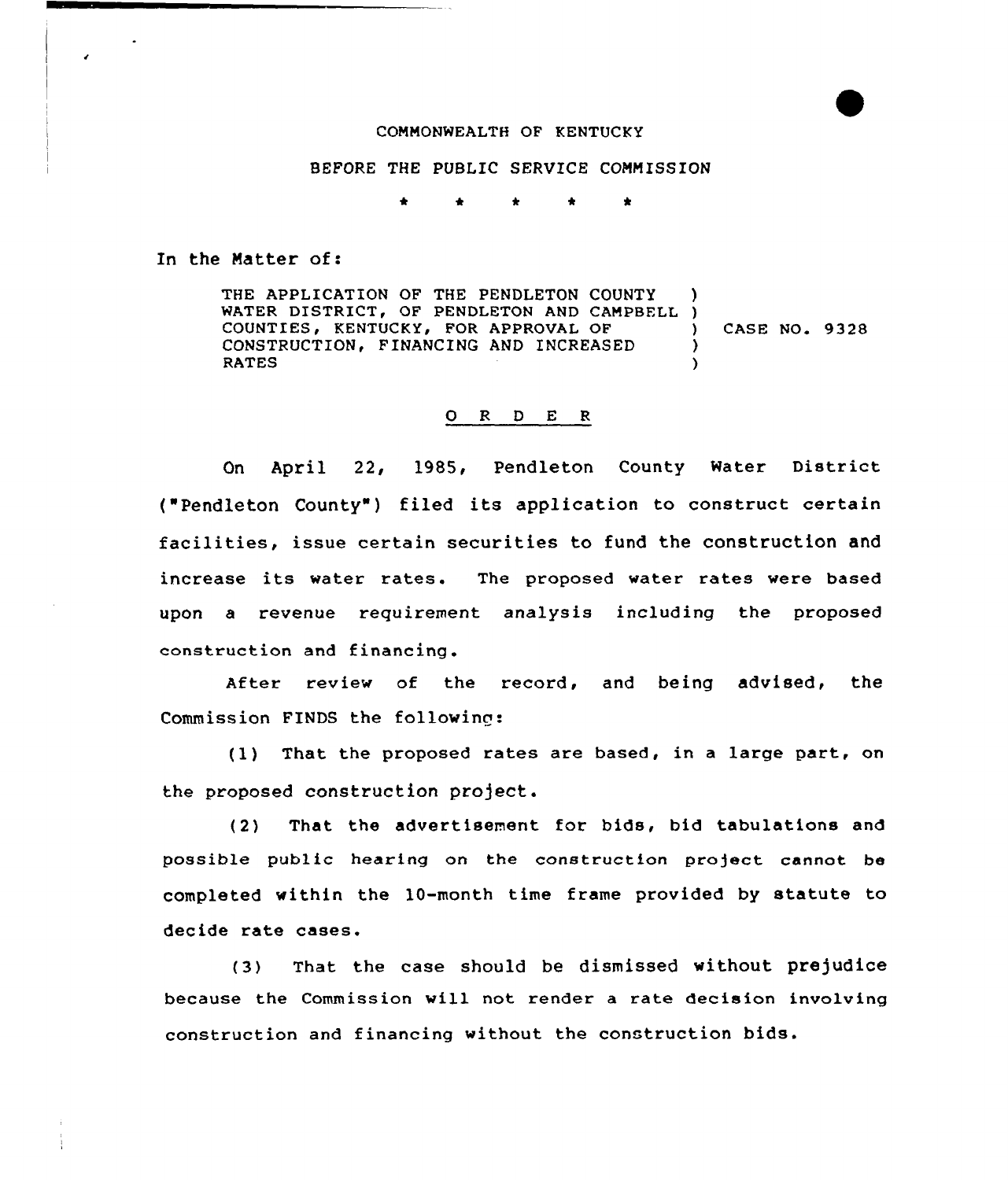COMMONWEALTH OF KENTUCKY

BEFORE THE PUBLIC SERVICE COMMISSION

\* \* \* \* \*

In the Matter of:

THE APPLICATION OF THE PENDLETON COUNTY WATER DISTRICT, OF PENDLETON AND CAMPBELL COUNTIES, KENTUCKY, FOR APPROVAL OF CONSTRUCTION, FINANCING AND INCREASED RATES ) CASE NO. 9328

O R D E R

On April 22, 1985, Pendleton County Water District ("Pendleton County") filed its application to construct certain facilities, issue certain securities to fund the construction and increase its water rates. The proposed water rates were based upon a revenue requirement analysis including the proposed construction and financing.

After review of the record, and being advised, the Commission FINDS the following:

(1) That the proposed rates are based, in a large part, on the proposed construction project.

(2) That the advertisement for bids, bid tabulations and possible public hearing on the construction project cannot be completed within the 10-month time frame provided by statute to decide rate cases.

(3) That the case should be dismissed without prejudice because the Commission will not render a rate decision involving construction and financing without the construction bids.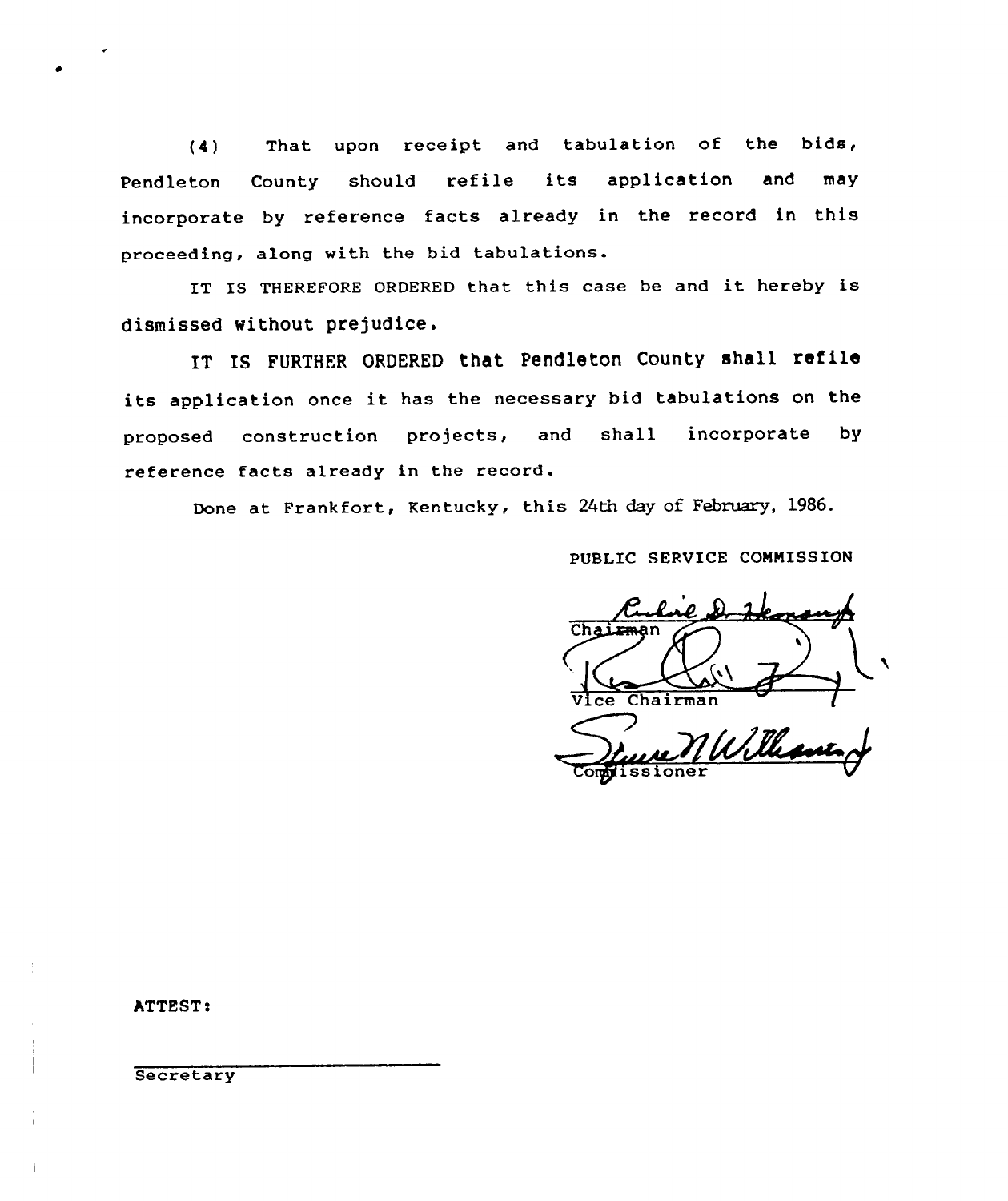(4) That upon receipt and tabulation of the bids, Pendleton County should refile its application and may incorporate by reference facts already in the record in this proceeding, along with the bid tabulations.

IT IS THEREFORE ORDERED that this case be and it hereby is dismissed without prejudice.

IT IS FURTHER ORDERED that Pendleton County shall refile its application once it has the necessary bid tabulations on the proposed construction projects, and shall incorporate by reference facts already in the record.

Done at Frankfort, Kentucky, this 24th day of February, 1986.

PUBLIC SERVICE COMMISSION

Chairman

Vice Chairman

Commissioner

ATTEST:

Secretary